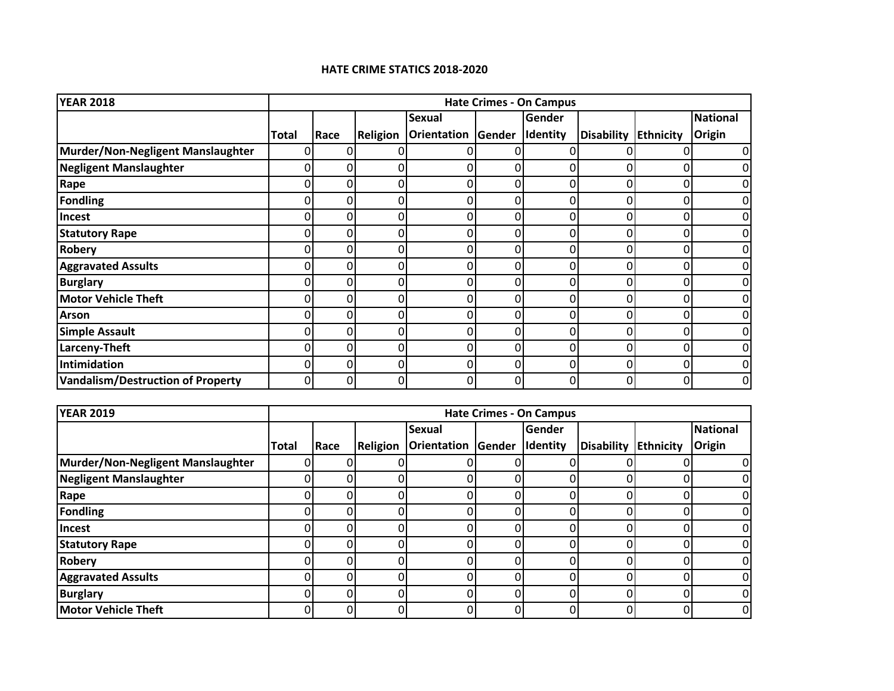# HATE CRIME STATICS 2018-2020

| YEAR 2018 | Hate Crimes - On Campus | | | | | | | | |
|---|---|---|---|---|---|---|---|---|---|
| | Total | Race | Religion | Sexual Orientation | Gender | Gender Identity | Disability | Ethnicity | National Origin |
| Murder/Non-Negligent Manslaughter | 0 | 0 | 0 | 0 | 0 | 0 | 0 | 0 | 0 |
| Negligent Manslaughter | 0 | 0 | 0 | 0 | 0 | 0 | 0 | 0 | 0 |
| Rape | 0 | 0 | 0 | 0 | 0 | 0 | 0 | 0 | 0 |
| Fondling | 0 | 0 | 0 | 0 | 0 | 0 | 0 | 0 | 0 |
| Incest | 0 | 0 | 0 | 0 | 0 | 0 | 0 | 0 | 0 |
| Statutory Rape | 0 | 0 | 0 | 0 | 0 | 0 | 0 | 0 | 0 |
| Robery | 0 | 0 | 0 | 0 | 0 | 0 | 0 | 0 | 0 |
| Aggravated Assults | 0 | 0 | 0 | 0 | 0 | 0 | 0 | 0 | 0 |
| Burglary | 0 | 0 | 0 | 0 | 0 | 0 | 0 | 0 | 0 |
| Motor Vehicle Theft | 0 | 0 | 0 | 0 | 0 | 0 | 0 | 0 | 0 |
| Arson | 0 | 0 | 0 | 0 | 0 | 0 | 0 | 0 | 0 |
| Simple Assault | 0 | 0 | 0 | 0 | 0 | 0 | 0 | 0 | 0 |
| Larceny-Theft | 0 | 0 | 0 | 0 | 0 | 0 | 0 | 0 | 0 |
| Intimidation | 0 | 0 | 0 | 0 | 0 | 0 | 0 | 0 | 0 |
| Vandalism/Destruction of Property | 0 | 0 | 0 | 0 | 0 | 0 | 0 | 0 | 0 |

| YEAR 2019 | Hate Crimes - On Campus | | | | | | | | |
|---|---|---|---|---|---|---|---|---|---|
| | Total | Race | Religion | Sexual Orientation | Gender | Gender Identity | Disability | Ethnicity | National Origin |
| Murder/Non-Negligent Manslaughter | 0 | 0 | 0 | 0 | 0 | 0 | 0 | 0 | 0 |
| Negligent Manslaughter | 0 | 0 | 0 | 0 | 0 | 0 | 0 | 0 | 0 |
| Rape | 0 | 0 | 0 | 0 | 0 | 0 | 0 | 0 | 0 |
| Fondling | 0 | 0 | 0 | 0 | 0 | 0 | 0 | 0 | 0 |
| Incest | 0 | 0 | 0 | 0 | 0 | 0 | 0 | 0 | 0 |
| Statutory Rape | 0 | 0 | 0 | 0 | 0 | 0 | 0 | 0 | 0 |
| Robery | 0 | 0 | 0 | 0 | 0 | 0 | 0 | 0 | 0 |
| Aggravated Assults | 0 | 0 | 0 | 0 | 0 | 0 | 0 | 0 | 0 |
| Burglary | 0 | 0 | 0 | 0 | 0 | 0 | 0 | 0 | 0 |
| Motor Vehicle Theft | 0 | 0 | 0 | 0 | 0 | 0 | 0 | 0 | 0 |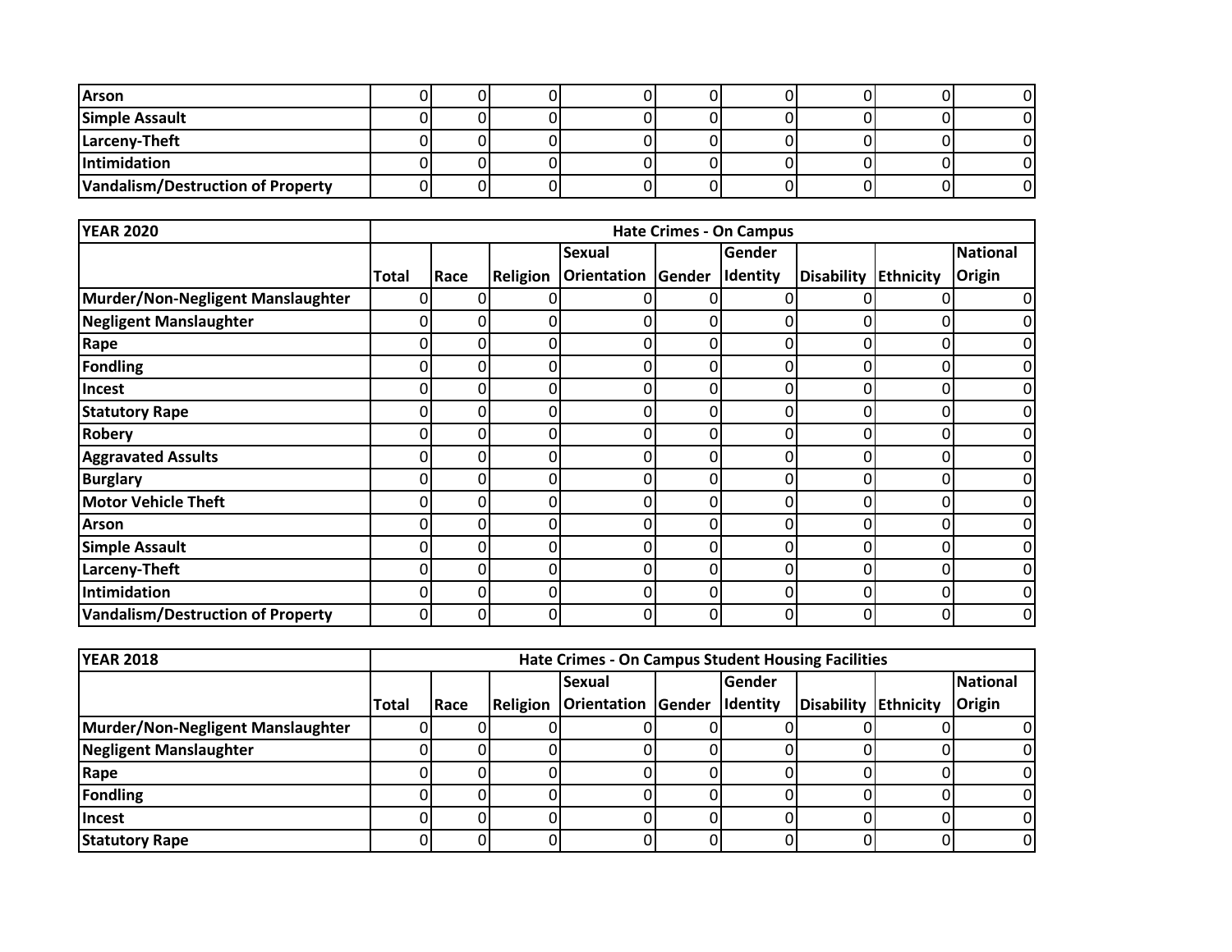| | | | | | | | | | |
|---|---|---|---|---|---|---|---|---|---|
| **Arson** | 0 | 0 | 0 | 0 | 0 | 0 | 0 | 0 | 0 |
| **Simple Assault** | 0 | 0 | 0 | 0 | 0 | 0 | 0 | 0 | 0 |
| **Larceny-Theft** | 0 | 0 | 0 | 0 | 0 | 0 | 0 | 0 | 0 |
| **Intimidation** | 0 | 0 | 0 | 0 | 0 | 0 | 0 | 0 | 0 |
| **Vandalism/Destruction of Property** | 0 | 0 | 0 | 0 | 0 | 0 | 0 | 0 | 0 |

| **YEAR 2020** | **Hate Crimes - On Campus** | | | | | | | | |
|---|---|---|---|---|---|---|---|---|---|
| | **Total** | **Race** | **Religion** | **Sexual Orientation** | **Gender** | **Gender Identity** | **Disability** | **Ethnicity** | **National Origin** |
| **Murder/Non-Negligent Manslaughter** | 0 | 0 | 0 | 0 | 0 | 0 | 0 | 0 | 0 |
| **Negligent Manslaughter** | 0 | 0 | 0 | 0 | 0 | 0 | 0 | 0 | 0 |
| **Rape** | 0 | 0 | 0 | 0 | 0 | 0 | 0 | 0 | 0 |
| **Fondling** | 0 | 0 | 0 | 0 | 0 | 0 | 0 | 0 | 0 |
| **Incest** | 0 | 0 | 0 | 0 | 0 | 0 | 0 | 0 | 0 |
| **Statutory Rape** | 0 | 0 | 0 | 0 | 0 | 0 | 0 | 0 | 0 |
| **Robery** | 0 | 0 | 0 | 0 | 0 | 0 | 0 | 0 | 0 |
| **Aggravated Assults** | 0 | 0 | 0 | 0 | 0 | 0 | 0 | 0 | 0 |
| **Burglary** | 0 | 0 | 0 | 0 | 0 | 0 | 0 | 0 | 0 |
| **Motor Vehicle Theft** | 0 | 0 | 0 | 0 | 0 | 0 | 0 | 0 | 0 |
| **Arson** | 0 | 0 | 0 | 0 | 0 | 0 | 0 | 0 | 0 |
| **Simple Assault** | 0 | 0 | 0 | 0 | 0 | 0 | 0 | 0 | 0 |
| **Larceny-Theft** | 0 | 0 | 0 | 0 | 0 | 0 | 0 | 0 | 0 |
| **Intimidation** | 0 | 0 | 0 | 0 | 0 | 0 | 0 | 0 | 0 |
| **Vandalism/Destruction of Property** | 0 | 0 | 0 | 0 | 0 | 0 | 0 | 0 | 0 |

| **YEAR 2018** | **Hate Crimes - On Campus Student Housing Facilities** | | | | | | | | |
|---|---|---|---|---|---|---|---|---|---|
| | **Total** | **Race** | **Religion** | **Sexual Orientation** | **Gender** | **Gender Identity** | **Disability** | **Ethnicity** | **National Origin** |
| **Murder/Non-Negligent Manslaughter** | 0 | 0 | 0 | 0 | 0 | 0 | 0 | 0 | 0 |
| **Negligent Manslaughter** | 0 | 0 | 0 | 0 | 0 | 0 | 0 | 0 | 0 |
| **Rape** | 0 | 0 | 0 | 0 | 0 | 0 | 0 | 0 | 0 |
| **Fondling** | 0 | 0 | 0 | 0 | 0 | 0 | 0 | 0 | 0 |
| **Incest** | 0 | 0 | 0 | 0 | 0 | 0 | 0 | 0 | 0 |
| **Statutory Rape** | 0 | 0 | 0 | 0 | 0 | 0 | 0 | 0 | 0 |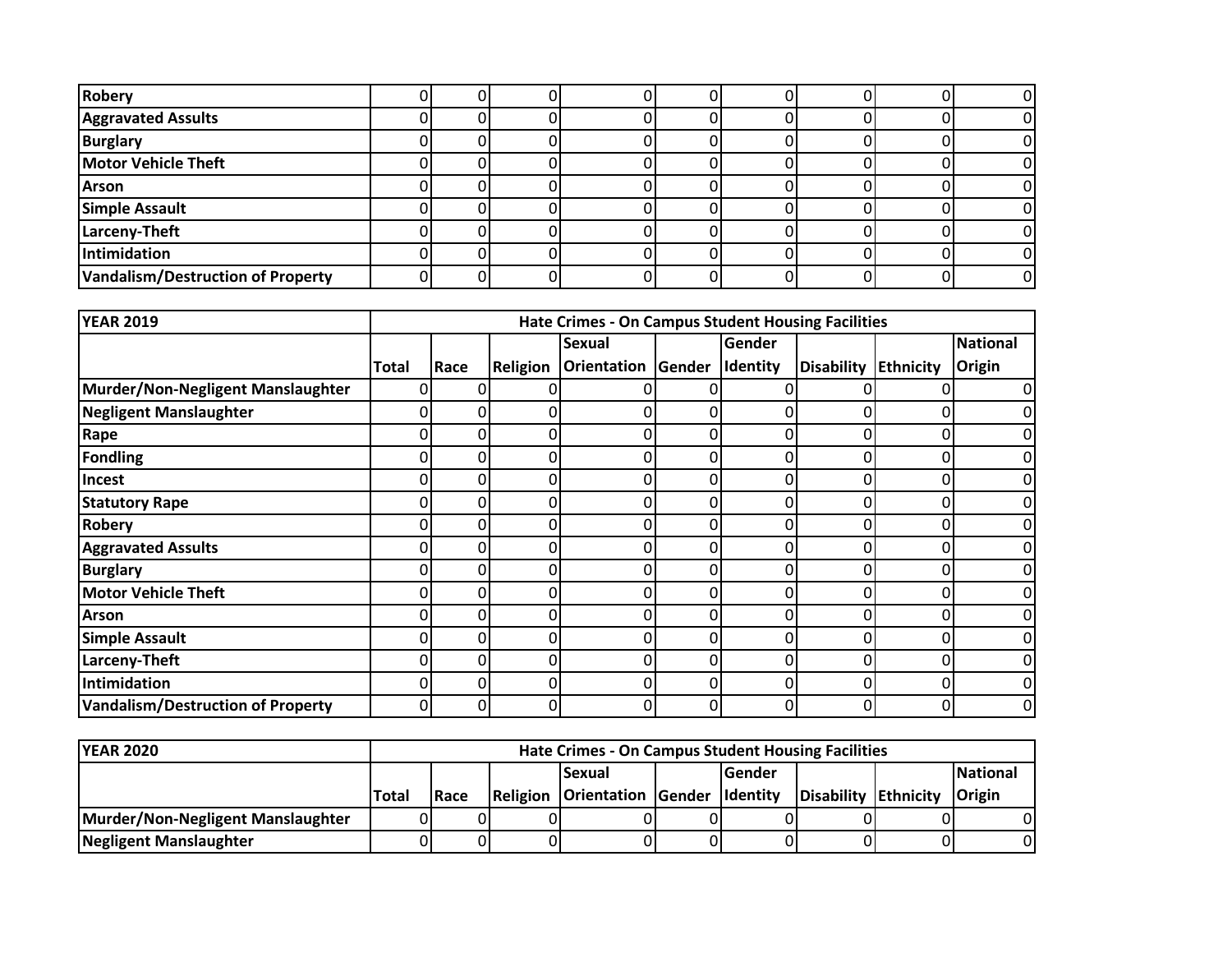| | | | | | | | | | |
|---|---|---|---|---|---|---|---|---|---|
| **Robery** | 0 | 0 | 0 | 0 | 0 | 0 | 0 | 0 | 0 |
| **Aggravated Assults** | 0 | 0 | 0 | 0 | 0 | 0 | 0 | 0 | 0 |
| **Burglary** | 0 | 0 | 0 | 0 | 0 | 0 | 0 | 0 | 0 |
| **Motor Vehicle Theft** | 0 | 0 | 0 | 0 | 0 | 0 | 0 | 0 | 0 |
| **Arson** | 0 | 0 | 0 | 0 | 0 | 0 | 0 | 0 | 0 |
| **Simple Assault** | 0 | 0 | 0 | 0 | 0 | 0 | 0 | 0 | 0 |
| **Larceny-Theft** | 0 | 0 | 0 | 0 | 0 | 0 | 0 | 0 | 0 |
| **Intimidation** | 0 | 0 | 0 | 0 | 0 | 0 | 0 | 0 | 0 |
| **Vandalism/Destruction of Property** | 0 | 0 | 0 | 0 | 0 | 0 | 0 | 0 | 0 |

| **YEAR 2019** | **Hate Crimes - On Campus Student Housing Facilities** | | | | | | | | |
|---|---|---|---|---|---|---|---|---|---|
| | **Total** | **Race** | **Religion** | **Sexual Orientation** | **Gender** | **Gender Identity** | **Disability** | **Ethnicity** | **National Origin** |
| **Murder/Non-Negligent Manslaughter** | 0 | 0 | 0 | 0 | 0 | 0 | 0 | 0 | 0 |
| **Negligent Manslaughter** | 0 | 0 | 0 | 0 | 0 | 0 | 0 | 0 | 0 |
| **Rape** | 0 | 0 | 0 | 0 | 0 | 0 | 0 | 0 | 0 |
| **Fondling** | 0 | 0 | 0 | 0 | 0 | 0 | 0 | 0 | 0 |
| **Incest** | 0 | 0 | 0 | 0 | 0 | 0 | 0 | 0 | 0 |
| **Statutory Rape** | 0 | 0 | 0 | 0 | 0 | 0 | 0 | 0 | 0 |
| **Robery** | 0 | 0 | 0 | 0 | 0 | 0 | 0 | 0 | 0 |
| **Aggravated Assults** | 0 | 0 | 0 | 0 | 0 | 0 | 0 | 0 | 0 |
| **Burglary** | 0 | 0 | 0 | 0 | 0 | 0 | 0 | 0 | 0 |
| **Motor Vehicle Theft** | 0 | 0 | 0 | 0 | 0 | 0 | 0 | 0 | 0 |
| **Arson** | 0 | 0 | 0 | 0 | 0 | 0 | 0 | 0 | 0 |
| **Simple Assault** | 0 | 0 | 0 | 0 | 0 | 0 | 0 | 0 | 0 |
| **Larceny-Theft** | 0 | 0 | 0 | 0 | 0 | 0 | 0 | 0 | 0 |
| **Intimidation** | 0 | 0 | 0 | 0 | 0 | 0 | 0 | 0 | 0 |
| **Vandalism/Destruction of Property** | 0 | 0 | 0 | 0 | 0 | 0 | 0 | 0 | 0 |

| **YEAR 2020** | **Hate Crimes - On Campus Student Housing Facilities** | | | | | | | | |
|---|---|---|---|---|---|---|---|---|---|
| | **Total** | **Race** | **Religion** | **Sexual Orientation** | **Gender** | **Gender Identity** | **Disability** | **Ethnicity** | **National Origin** |
| **Murder/Non-Negligent Manslaughter** | 0 | 0 | 0 | 0 | 0 | 0 | 0 | 0 | 0 |
| **Negligent Manslaughter** | 0 | 0 | 0 | 0 | 0 | 0 | 0 | 0 | 0 |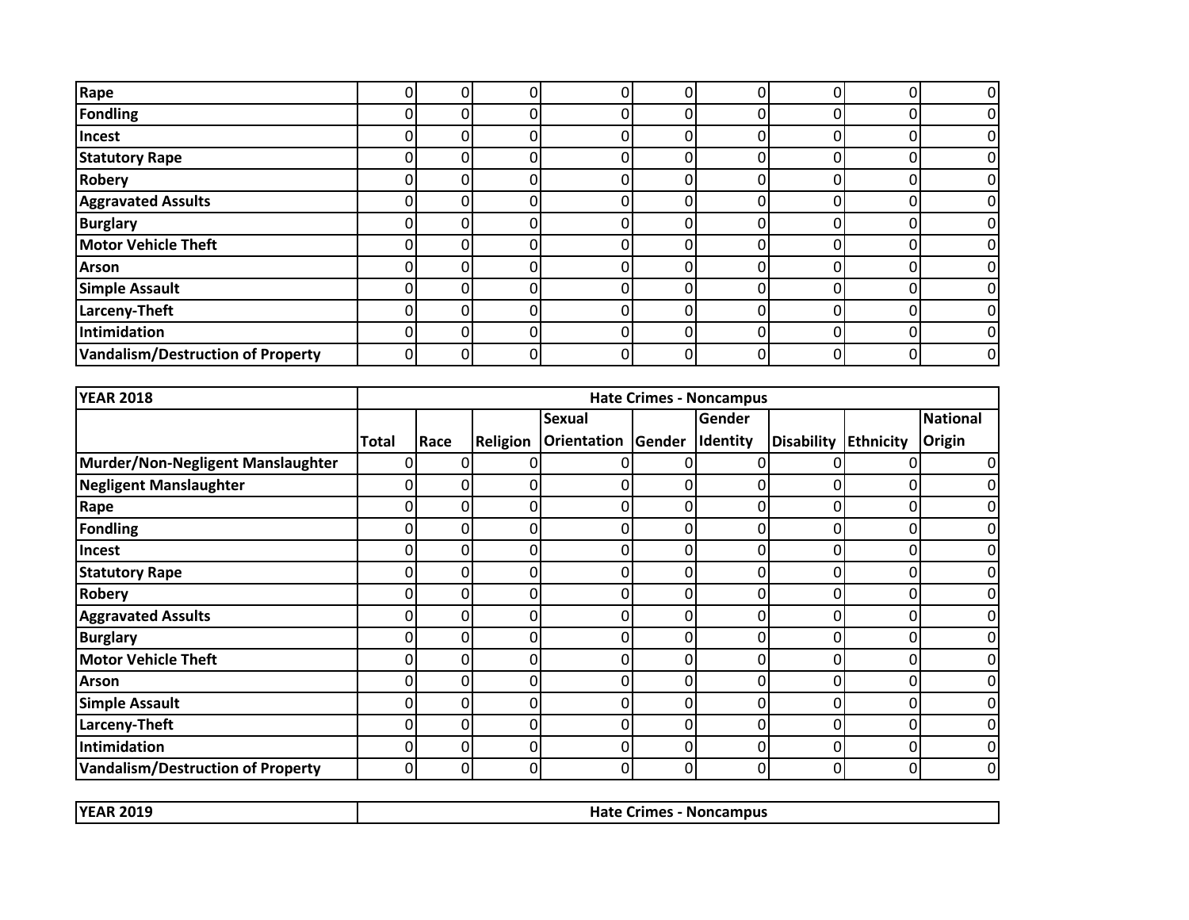| | | | | | | | | | |
|---|---|---|---|---|---|---|---|---|---|
| **Rape** | 0 | 0 | 0 | 0 | 0 | 0 | 0 | 0 | 0 |
| **Fondling** | 0 | 0 | 0 | 0 | 0 | 0 | 0 | 0 | 0 |
| **Incest** | 0 | 0 | 0 | 0 | 0 | 0 | 0 | 0 | 0 |
| **Statutory Rape** | 0 | 0 | 0 | 0 | 0 | 0 | 0 | 0 | 0 |
| **Robery** | 0 | 0 | 0 | 0 | 0 | 0 | 0 | 0 | 0 |
| **Aggravated Assults** | 0 | 0 | 0 | 0 | 0 | 0 | 0 | 0 | 0 |
| **Burglary** | 0 | 0 | 0 | 0 | 0 | 0 | 0 | 0 | 0 |
| **Motor Vehicle Theft** | 0 | 0 | 0 | 0 | 0 | 0 | 0 | 0 | 0 |
| **Arson** | 0 | 0 | 0 | 0 | 0 | 0 | 0 | 0 | 0 |
| **Simple Assault** | 0 | 0 | 0 | 0 | 0 | 0 | 0 | 0 | 0 |
| **Larceny-Theft** | 0 | 0 | 0 | 0 | 0 | 0 | 0 | 0 | 0 |
| **Intimidation** | 0 | 0 | 0 | 0 | 0 | 0 | 0 | 0 | 0 |
| **Vandalism/Destruction of Property** | 0 | 0 | 0 | 0 | 0 | 0 | 0 | 0 | 0 |

| **YEAR 2018** | **Hate Crimes - Noncampus** | | | | | | | | |
|---|---|---|---|---|---|---|---|---|---|
| | **Total** | **Race** | **Religion** | **Sexual Orientation** | **Gender** | **Gender Identity** | **Disability** | **Ethnicity** | **National Origin** |
| **Murder/Non-Negligent Manslaughter** | 0 | 0 | 0 | 0 | 0 | 0 | 0 | 0 | 0 |
| **Negligent Manslaughter** | 0 | 0 | 0 | 0 | 0 | 0 | 0 | 0 | 0 |
| **Rape** | 0 | 0 | 0 | 0 | 0 | 0 | 0 | 0 | 0 |
| **Fondling** | 0 | 0 | 0 | 0 | 0 | 0 | 0 | 0 | 0 |
| **Incest** | 0 | 0 | 0 | 0 | 0 | 0 | 0 | 0 | 0 |
| **Statutory Rape** | 0 | 0 | 0 | 0 | 0 | 0 | 0 | 0 | 0 |
| **Robery** | 0 | 0 | 0 | 0 | 0 | 0 | 0 | 0 | 0 |
| **Aggravated Assults** | 0 | 0 | 0 | 0 | 0 | 0 | 0 | 0 | 0 |
| **Burglary** | 0 | 0 | 0 | 0 | 0 | 0 | 0 | 0 | 0 |
| **Motor Vehicle Theft** | 0 | 0 | 0 | 0 | 0 | 0 | 0 | 0 | 0 |
| **Arson** | 0 | 0 | 0 | 0 | 0 | 0 | 0 | 0 | 0 |
| **Simple Assault** | 0 | 0 | 0 | 0 | 0 | 0 | 0 | 0 | 0 |
| **Larceny-Theft** | 0 | 0 | 0 | 0 | 0 | 0 | 0 | 0 | 0 |
| **Intimidation** | 0 | 0 | 0 | 0 | 0 | 0 | 0 | 0 | 0 |
| **Vandalism/Destruction of Property** | 0 | 0 | 0 | 0 | 0 | 0 | 0 | 0 | 0 |

| **YEAR 2019** | **Hate Crimes - Noncampus** |
|---|---|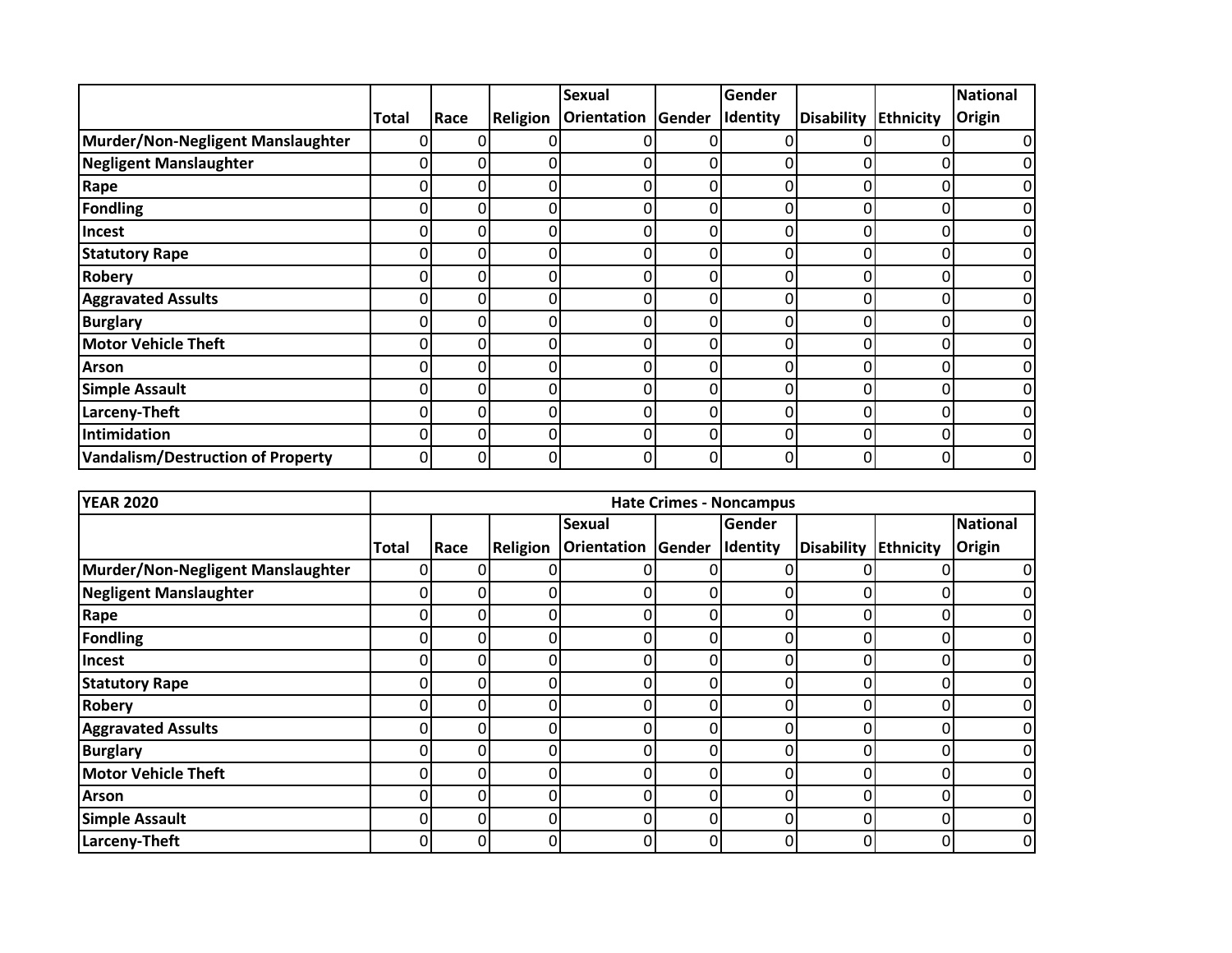| | Total | Race | Religion | Sexual Orientation | Gender | Gender Identity | Disability | Ethnicity | National Origin |
|---|---|---|---|---|---|---|---|---|---|
| **Murder/Non-Negligent Manslaughter** | 0 | 0 | 0 | 0 | 0 | 0 | 0 | 0 | 0 |
| **Negligent Manslaughter** | 0 | 0 | 0 | 0 | 0 | 0 | 0 | 0 | 0 |
| **Rape** | 0 | 0 | 0 | 0 | 0 | 0 | 0 | 0 | 0 |
| **Fondling** | 0 | 0 | 0 | 0 | 0 | 0 | 0 | 0 | 0 |
| **Incest** | 0 | 0 | 0 | 0 | 0 | 0 | 0 | 0 | 0 |
| **Statutory Rape** | 0 | 0 | 0 | 0 | 0 | 0 | 0 | 0 | 0 |
| **Robery** | 0 | 0 | 0 | 0 | 0 | 0 | 0 | 0 | 0 |
| **Aggravated Assults** | 0 | 0 | 0 | 0 | 0 | 0 | 0 | 0 | 0 |
| **Burglary** | 0 | 0 | 0 | 0 | 0 | 0 | 0 | 0 | 0 |
| **Motor Vehicle Theft** | 0 | 0 | 0 | 0 | 0 | 0 | 0 | 0 | 0 |
| **Arson** | 0 | 0 | 0 | 0 | 0 | 0 | 0 | 0 | 0 |
| **Simple Assault** | 0 | 0 | 0 | 0 | 0 | 0 | 0 | 0 | 0 |
| **Larceny-Theft** | 0 | 0 | 0 | 0 | 0 | 0 | 0 | 0 | 0 |
| **Intimidation** | 0 | 0 | 0 | 0 | 0 | 0 | 0 | 0 | 0 |
| **Vandalism/Destruction of Property** | 0 | 0 | 0 | 0 | 0 | 0 | 0 | 0 | 0 |

| **YEAR 2020** | **Hate Crimes - Noncampus** | | | | | | | | |
|---|---|---|---|---|---|---|---|---|---|
| | **Total** | **Race** | **Religion** | **Sexual Orientation** | **Gender** | **Gender Identity** | **Disability** | **Ethnicity** | **National Origin** |
| **Murder/Non-Negligent Manslaughter** | 0 | 0 | 0 | 0 | 0 | 0 | 0 | 0 | 0 |
| **Negligent Manslaughter** | 0 | 0 | 0 | 0 | 0 | 0 | 0 | 0 | 0 |
| **Rape** | 0 | 0 | 0 | 0 | 0 | 0 | 0 | 0 | 0 |
| **Fondling** | 0 | 0 | 0 | 0 | 0 | 0 | 0 | 0 | 0 |
| **Incest** | 0 | 0 | 0 | 0 | 0 | 0 | 0 | 0 | 0 |
| **Statutory Rape** | 0 | 0 | 0 | 0 | 0 | 0 | 0 | 0 | 0 |
| **Robery** | 0 | 0 | 0 | 0 | 0 | 0 | 0 | 0 | 0 |
| **Aggravated Assults** | 0 | 0 | 0 | 0 | 0 | 0 | 0 | 0 | 0 |
| **Burglary** | 0 | 0 | 0 | 0 | 0 | 0 | 0 | 0 | 0 |
| **Motor Vehicle Theft** | 0 | 0 | 0 | 0 | 0 | 0 | 0 | 0 | 0 |
| **Arson** | 0 | 0 | 0 | 0 | 0 | 0 | 0 | 0 | 0 |
| **Simple Assault** | 0 | 0 | 0 | 0 | 0 | 0 | 0 | 0 | 0 |
| **Larceny-Theft** | 0 | 0 | 0 | 0 | 0 | 0 | 0 | 0 | 0 |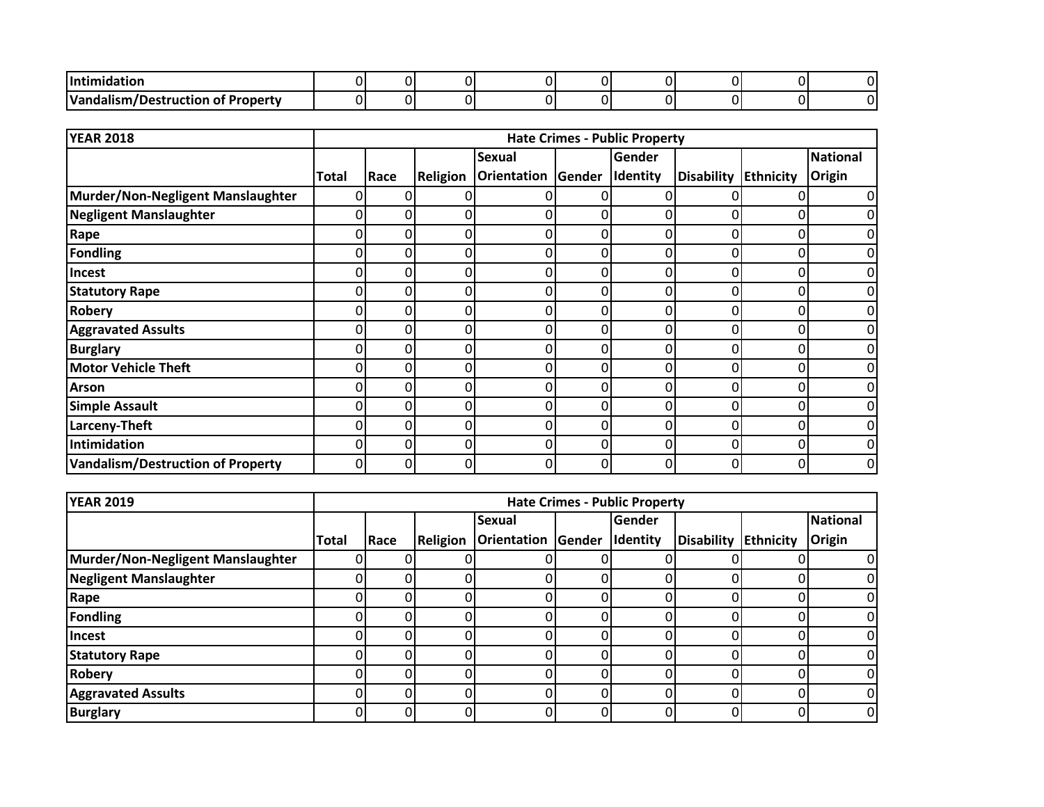| | | | | | | | | | |
|---|---|---|---|---|---|---|---|---|---|
| **Intimidation** | 0 | 0 | 0 | 0 | 0 | 0 | 0 | 0 | 0 |
| **Vandalism/Destruction of Property** | 0 | 0 | 0 | 0 | 0 | 0 | 0 | 0 | 0 |

| **YEAR 2018** | **Hate Crimes - Public Property** | | | | | | | | |
|---|---|---|---|---|---|---|---|---|---|
| | **Total** | **Race** | **Religion** | **Sexual Orientation** | **Gender** | **Gender Identity** | **Disability** | **Ethnicity** | **National Origin** |
| **Murder/Non-Negligent Manslaughter** | 0 | 0 | 0 | 0 | 0 | 0 | 0 | 0 | 0 |
| **Negligent Manslaughter** | 0 | 0 | 0 | 0 | 0 | 0 | 0 | 0 | 0 |
| **Rape** | 0 | 0 | 0 | 0 | 0 | 0 | 0 | 0 | 0 |
| **Fondling** | 0 | 0 | 0 | 0 | 0 | 0 | 0 | 0 | 0 |
| **Incest** | 0 | 0 | 0 | 0 | 0 | 0 | 0 | 0 | 0 |
| **Statutory Rape** | 0 | 0 | 0 | 0 | 0 | 0 | 0 | 0 | 0 |
| **Robery** | 0 | 0 | 0 | 0 | 0 | 0 | 0 | 0 | 0 |
| **Aggravated Assults** | 0 | 0 | 0 | 0 | 0 | 0 | 0 | 0 | 0 |
| **Burglary** | 0 | 0 | 0 | 0 | 0 | 0 | 0 | 0 | 0 |
| **Motor Vehicle Theft** | 0 | 0 | 0 | 0 | 0 | 0 | 0 | 0 | 0 |
| **Arson** | 0 | 0 | 0 | 0 | 0 | 0 | 0 | 0 | 0 |
| **Simple Assault** | 0 | 0 | 0 | 0 | 0 | 0 | 0 | 0 | 0 |
| **Larceny-Theft** | 0 | 0 | 0 | 0 | 0 | 0 | 0 | 0 | 0 |
| **Intimidation** | 0 | 0 | 0 | 0 | 0 | 0 | 0 | 0 | 0 |
| **Vandalism/Destruction of Property** | 0 | 0 | 0 | 0 | 0 | 0 | 0 | 0 | 0 |

| **YEAR 2019** | **Hate Crimes - Public Property** | | | | | | | | |
|---|---|---|---|---|---|---|---|---|---|
| | **Total** | **Race** | **Religion** | **Sexual Orientation** | **Gender** | **Gender Identity** | **Disability** | **Ethnicity** | **National Origin** |
| **Murder/Non-Negligent Manslaughter** | 0 | 0 | 0 | 0 | 0 | 0 | 0 | 0 | 0 |
| **Negligent Manslaughter** | 0 | 0 | 0 | 0 | 0 | 0 | 0 | 0 | 0 |
| **Rape** | 0 | 0 | 0 | 0 | 0 | 0 | 0 | 0 | 0 |
| **Fondling** | 0 | 0 | 0 | 0 | 0 | 0 | 0 | 0 | 0 |
| **Incest** | 0 | 0 | 0 | 0 | 0 | 0 | 0 | 0 | 0 |
| **Statutory Rape** | 0 | 0 | 0 | 0 | 0 | 0 | 0 | 0 | 0 |
| **Robery** | 0 | 0 | 0 | 0 | 0 | 0 | 0 | 0 | 0 |
| **Aggravated Assults** | 0 | 0 | 0 | 0 | 0 | 0 | 0 | 0 | 0 |
| **Burglary** | 0 | 0 | 0 | 0 | 0 | 0 | 0 | 0 | 0 |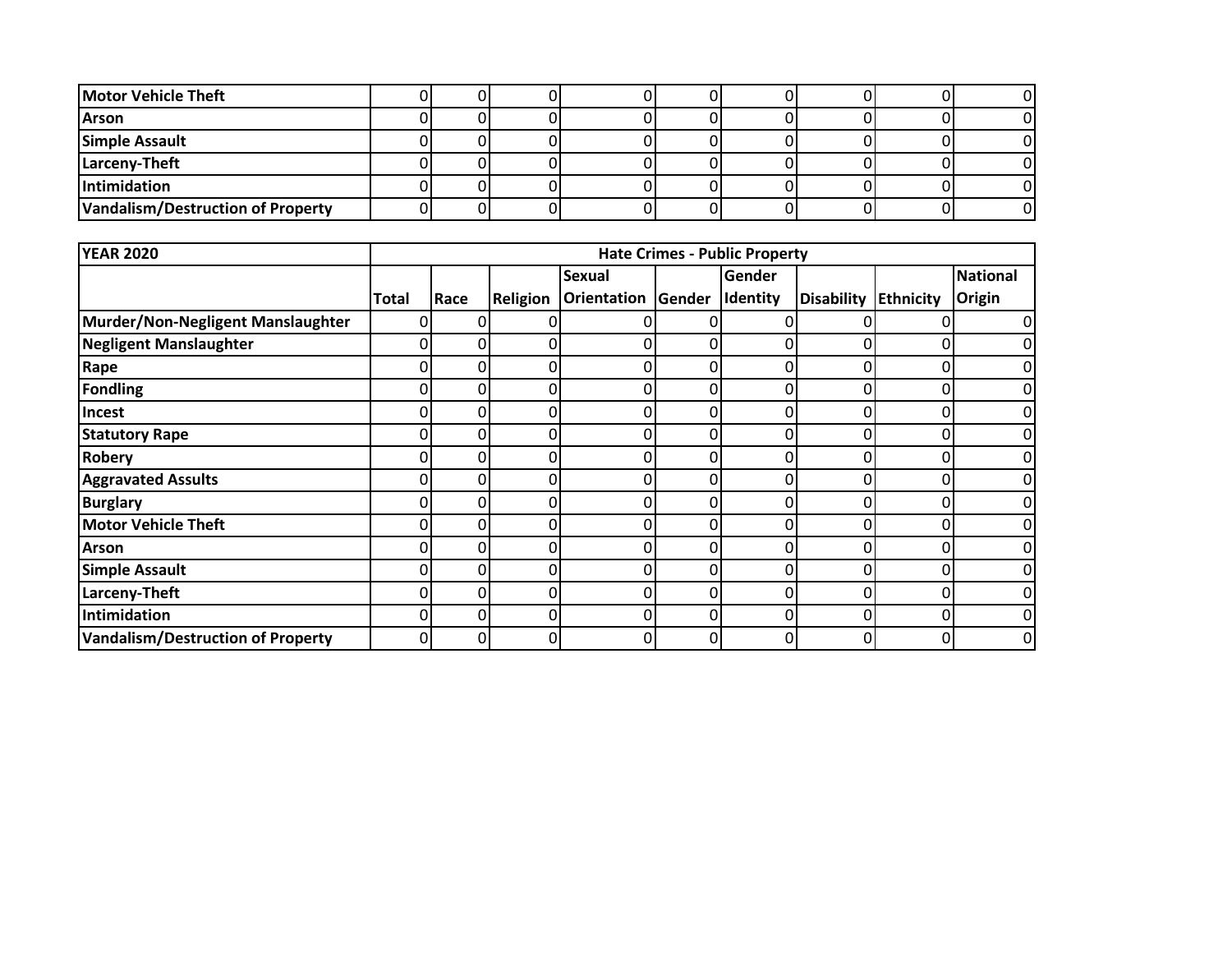| | | | | | | | | | |
|---|---|---|---|---|---|---|---|---|---|
| **Motor Vehicle Theft** | 0 | 0 | 0 | 0 | 0 | 0 | 0 | 0 | 0 |
| **Arson** | 0 | 0 | 0 | 0 | 0 | 0 | 0 | 0 | 0 |
| **Simple Assault** | 0 | 0 | 0 | 0 | 0 | 0 | 0 | 0 | 0 |
| **Larceny-Theft** | 0 | 0 | 0 | 0 | 0 | 0 | 0 | 0 | 0 |
| **Intimidation** | 0 | 0 | 0 | 0 | 0 | 0 | 0 | 0 | 0 |
| **Vandalism/Destruction of Property** | 0 | 0 | 0 | 0 | 0 | 0 | 0 | 0 | 0 |

| **YEAR 2020** | **Hate Crimes - Public Property** | | | | | | | | |
|---|---|---|---|---|---|---|---|---|---|
| | **Total** | **Race** | **Religion** | **Sexual Orientation** | **Gender** | **Gender Identity** | **Disability** | **Ethnicity** | **National Origin** |
| **Murder/Non-Negligent Manslaughter** | 0 | 0 | 0 | 0 | 0 | 0 | 0 | 0 | 0 |
| **Negligent Manslaughter** | 0 | 0 | 0 | 0 | 0 | 0 | 0 | 0 | 0 |
| **Rape** | 0 | 0 | 0 | 0 | 0 | 0 | 0 | 0 | 0 |
| **Fondling** | 0 | 0 | 0 | 0 | 0 | 0 | 0 | 0 | 0 |
| **Incest** | 0 | 0 | 0 | 0 | 0 | 0 | 0 | 0 | 0 |
| **Statutory Rape** | 0 | 0 | 0 | 0 | 0 | 0 | 0 | 0 | 0 |
| **Robery** | 0 | 0 | 0 | 0 | 0 | 0 | 0 | 0 | 0 |
| **Aggravated Assults** | 0 | 0 | 0 | 0 | 0 | 0 | 0 | 0 | 0 |
| **Burglary** | 0 | 0 | 0 | 0 | 0 | 0 | 0 | 0 | 0 |
| **Motor Vehicle Theft** | 0 | 0 | 0 | 0 | 0 | 0 | 0 | 0 | 0 |
| **Arson** | 0 | 0 | 0 | 0 | 0 | 0 | 0 | 0 | 0 |
| **Simple Assault** | 0 | 0 | 0 | 0 | 0 | 0 | 0 | 0 | 0 |
| **Larceny-Theft** | 0 | 0 | 0 | 0 | 0 | 0 | 0 | 0 | 0 |
| **Intimidation** | 0 | 0 | 0 | 0 | 0 | 0 | 0 | 0 | 0 |
| **Vandalism/Destruction of Property** | 0 | 0 | 0 | 0 | 0 | 0 | 0 | 0 | 0 |